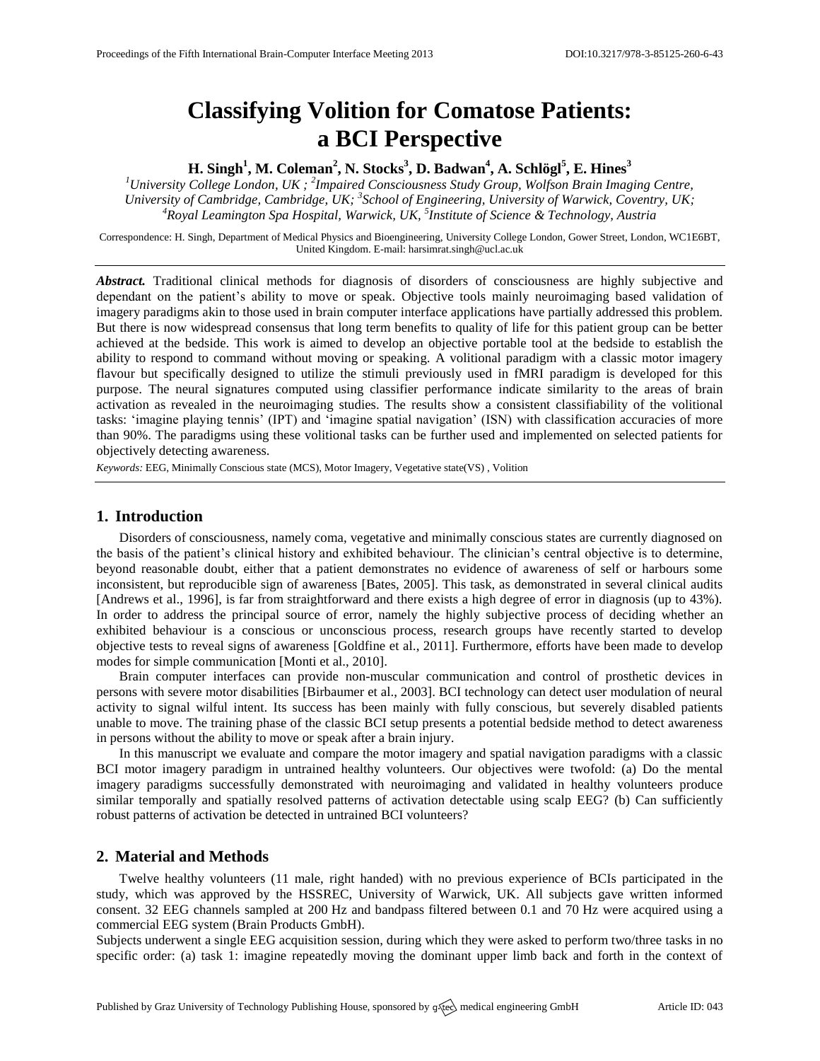# Classifying Volition for Comatose Patients: a BCI Perspective

**H. Singh[1], M. Coleman[2], N. Stocks[3], D. Badwan[4], A. Schlögl[5], E. Hines[3]**

*[1]University College London, UK ; [2]Impaired Consciousness Study Group, Wolfson Brain Imaging Centre, University of Cambridge, Cambridge, UK; [3]School of Engineering, University of Warwick, Coventry, UK; [4]Royal Leamington Spa Hospital, Warwick, UK, [5]Institute of Science & Technology, Austria*

Correspondence: H. Singh, Department of Medical Physics and Bioengineering, University College London, Gower Street, London, WC1E6BT, United Kingdom. E-mail: harsimrat.singh@ucl.ac.uk

***Abstract.*** Traditional clinical methods for diagnosis of disorders of consciousness are highly subjective and dependant on the patient's ability to move or speak. Objective tools mainly neuroimaging based validation of imagery paradigms akin to those used in brain computer interface applications have partially addressed this problem. But there is now widespread consensus that long term benefits to quality of life for this patient group can be better achieved at the bedside. This work is aimed to develop an objective portable tool at the bedside to establish the ability to respond to command without moving or speaking. A volitional paradigm with a classic motor imagery flavour but specifically designed to utilize the stimuli previously used in fMRI paradigm is developed for this purpose. The neural signatures computed using classifier performance indicate similarity to the areas of brain activation as revealed in the neuroimaging studies. The results show a consistent classifiability of the volitional tasks: 'imagine playing tennis' (IPT) and 'imagine spatial navigation' (ISN) with classification accuracies of more than 90%. The paradigms using these volitional tasks can be further used and implemented on selected patients for objectively detecting awareness.

*Keywords:* EEG, Minimally Conscious state (MCS), Motor Imagery, Vegetative state(VS) , Volition

## 1. Introduction

Disorders of consciousness, namely coma, vegetative and minimally conscious states are currently diagnosed on the basis of the patient's clinical history and exhibited behaviour. The clinician's central objective is to determine, beyond reasonable doubt, either that a patient demonstrates no evidence of awareness of self or harbours some inconsistent, but reproducible sign of awareness [Bates, 2005]. This task, as demonstrated in several clinical audits [Andrews et al., 1996], is far from straightforward and there exists a high degree of error in diagnosis (up to 43%). In order to address the principal source of error, namely the highly subjective process of deciding whether an exhibited behaviour is a conscious or unconscious process, research groups have recently started to develop objective tests to reveal signs of awareness [Goldfine et al., 2011]. Furthermore, efforts have been made to develop modes for simple communication [Monti et al., 2010].

Brain computer interfaces can provide non-muscular communication and control of prosthetic devices in persons with severe motor disabilities [Birbaumer et al., 2003]. BCI technology can detect user modulation of neural activity to signal wilful intent. Its success has been mainly with fully conscious, but severely disabled patients unable to move. The training phase of the classic BCI setup presents a potential bedside method to detect awareness in persons without the ability to move or speak after a brain injury.

In this manuscript we evaluate and compare the motor imagery and spatial navigation paradigms with a classic BCI motor imagery paradigm in untrained healthy volunteers. Our objectives were twofold: (a) Do the mental imagery paradigms successfully demonstrated with neuroimaging and validated in healthy volunteers produce similar temporally and spatially resolved patterns of activation detectable using scalp EEG? (b) Can sufficiently robust patterns of activation be detected in untrained BCI volunteers?

## 2. Material and Methods

Twelve healthy volunteers (11 male, right handed) with no previous experience of BCIs participated in the study, which was approved by the HSSREC, University of Warwick, UK. All subjects gave written informed consent. 32 EEG channels sampled at 200 Hz and bandpass filtered between 0.1 and 70 Hz were acquired using a commercial EEG system (Brain Products GmbH).

Subjects underwent a single EEG acquisition session, during which they were asked to perform two/three tasks in no specific order: (a) task 1: imagine repeatedly moving the dominant upper limb back and forth in the context of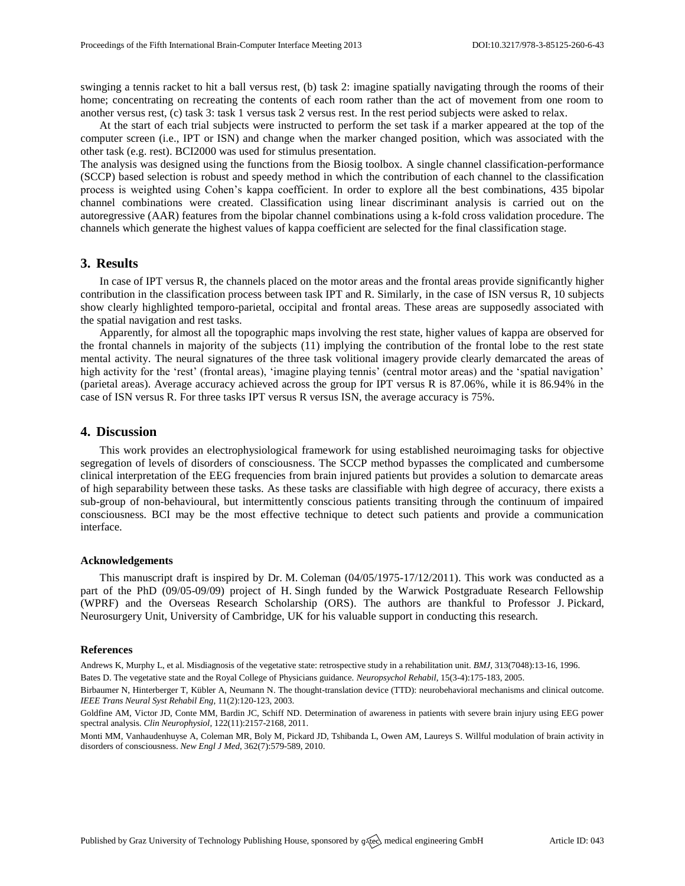swinging a tennis racket to hit a ball versus rest, (b) task 2: imagine spatially navigating through the rooms of their home; concentrating on recreating the contents of each room rather than the act of movement from one room to another versus rest, (c) task 3: task 1 versus task 2 versus rest. In the rest period subjects were asked to relax.

At the start of each trial subjects were instructed to perform the set task if a marker appeared at the top of the computer screen (i.e., IPT or ISN) and change when the marker changed position, which was associated with the other task (e.g. rest). BCI2000 was used for stimulus presentation.

The analysis was designed using the functions from the Biosig toolbox. A single channel classification-performance (SCCP) based selection is robust and speedy method in which the contribution of each channel to the classification process is weighted using Cohen's kappa coefficient. In order to explore all the best combinations, 435 bipolar channel combinations were created. Classification using linear discriminant analysis is carried out on the autoregressive (AAR) features from the bipolar channel combinations using a k-fold cross validation procedure. The channels which generate the highest values of kappa coefficient are selected for the final classification stage.

## 3. Results

In case of IPT versus R, the channels placed on the motor areas and the frontal areas provide significantly higher contribution in the classification process between task IPT and R. Similarly, in the case of ISN versus R, 10 subjects show clearly highlighted temporo-parietal, occipital and frontal areas. These areas are supposedly associated with the spatial navigation and rest tasks.

Apparently, for almost all the topographic maps involving the rest state, higher values of kappa are observed for the frontal channels in majority of the subjects (11) implying the contribution of the frontal lobe to the rest state mental activity. The neural signatures of the three task volitional imagery provide clearly demarcated the areas of high activity for the 'rest' (frontal areas), 'imagine playing tennis' (central motor areas) and the 'spatial navigation' (parietal areas). Average accuracy achieved across the group for IPT versus R is 87.06%, while it is 86.94% in the case of ISN versus R. For three tasks IPT versus R versus ISN, the average accuracy is 75%.

## 4. Discussion

This work provides an electrophysiological framework for using established neuroimaging tasks for objective segregation of levels of disorders of consciousness. The SCCP method bypasses the complicated and cumbersome clinical interpretation of the EEG frequencies from brain injured patients but provides a solution to demarcate areas of high separability between these tasks. As these tasks are classifiable with high degree of accuracy, there exists a sub-group of non-behavioural, but intermittently conscious patients transiting through the continuum of impaired consciousness. BCI may be the most effective technique to detect such patients and provide a communication interface.

#### Acknowledgements

This manuscript draft is inspired by Dr. M. Coleman (04/05/1975-17/12/2011). This work was conducted as a part of the PhD (09/05-09/09) project of H. Singh funded by the Warwick Postgraduate Research Fellowship (WPRF) and the Overseas Research Scholarship (ORS). The authors are thankful to Professor J. Pickard, Neurosurgery Unit, University of Cambridge, UK for his valuable support in conducting this research.

#### References

Andrews K, Murphy L, et al. Misdiagnosis of the vegetative state: retrospective study in a rehabilitation unit. *BMJ*, 313(7048):13-16, 1996.

Bates D. The vegetative state and the Royal College of Physicians guidance. *Neuropsychol Rehabil*, 15(3-4):175-183, 2005.

Birbaumer N, Hinterberger T, Kübler A, Neumann N. The thought-translation device (TTD): neurobehavioral mechanisms and clinical outcome. *IEEE Trans Neural Syst Rehabil Eng*, 11(2):120-123, 2003.

Goldfine AM, Victor JD, Conte MM, Bardin JC, Schiff ND. Determination of awareness in patients with severe brain injury using EEG power spectral analysis. *Clin Neurophysiol*, 122(11):2157-2168, 2011.

Monti MM, Vanhaudenhuyse A, Coleman MR, Boly M, Pickard JD, Tshibanda L, Owen AM, Laureys S. Willful modulation of brain activity in disorders of consciousness. *New Engl J Med*, 362(7):579-589, 2010.